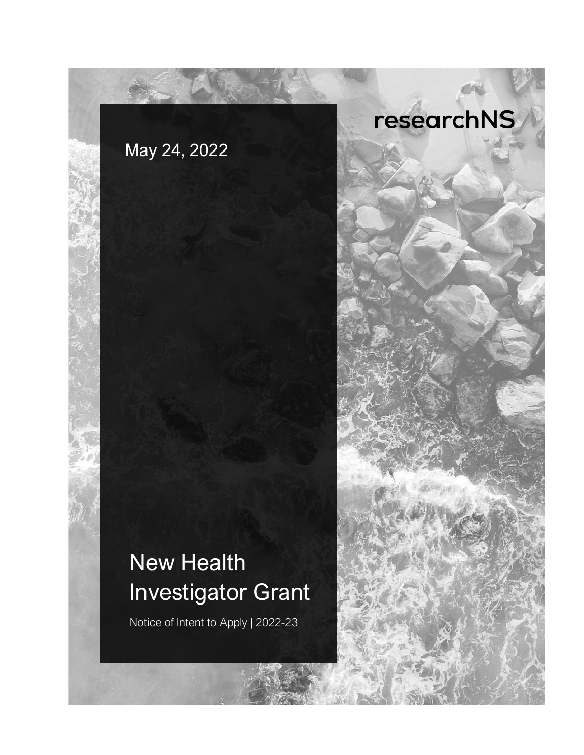researchNS

May 24, 2022

# New Health Investigator Grant

Notice of Intent to Apply | 2022-23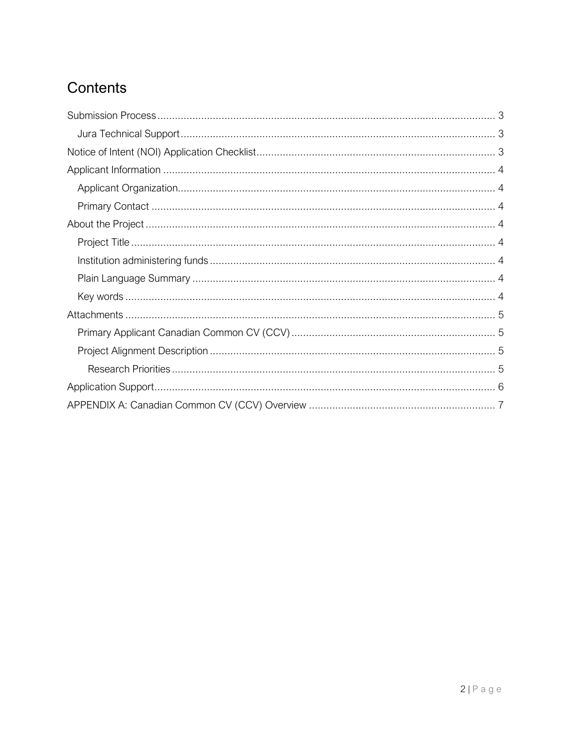# Contents

Submission Process .................................................. 3
- Jura Technical Support .................................................. 3

Notice of Intent (NOI) Application Checklist .................................................. 3

Applicant Information .................................................. 4
- Applicant Organization .................................................. 4
- Primary Contact .................................................. 4

About the Project .................................................. 4
- Project Title .................................................. 4
- Institution administering funds .................................................. 4
- Plain Language Summary .................................................. 4
- Key words .................................................. 4

Attachments .................................................. 5
- Primary Applicant Canadian Common CV (CCV) .................................................. 5
- Project Alignment Description .................................................. 5
  - Research Priorities .................................................. 5

Application Support .................................................. 6

APPENDIX A: Canadian Common CV (CCV) Overview .................................................. 7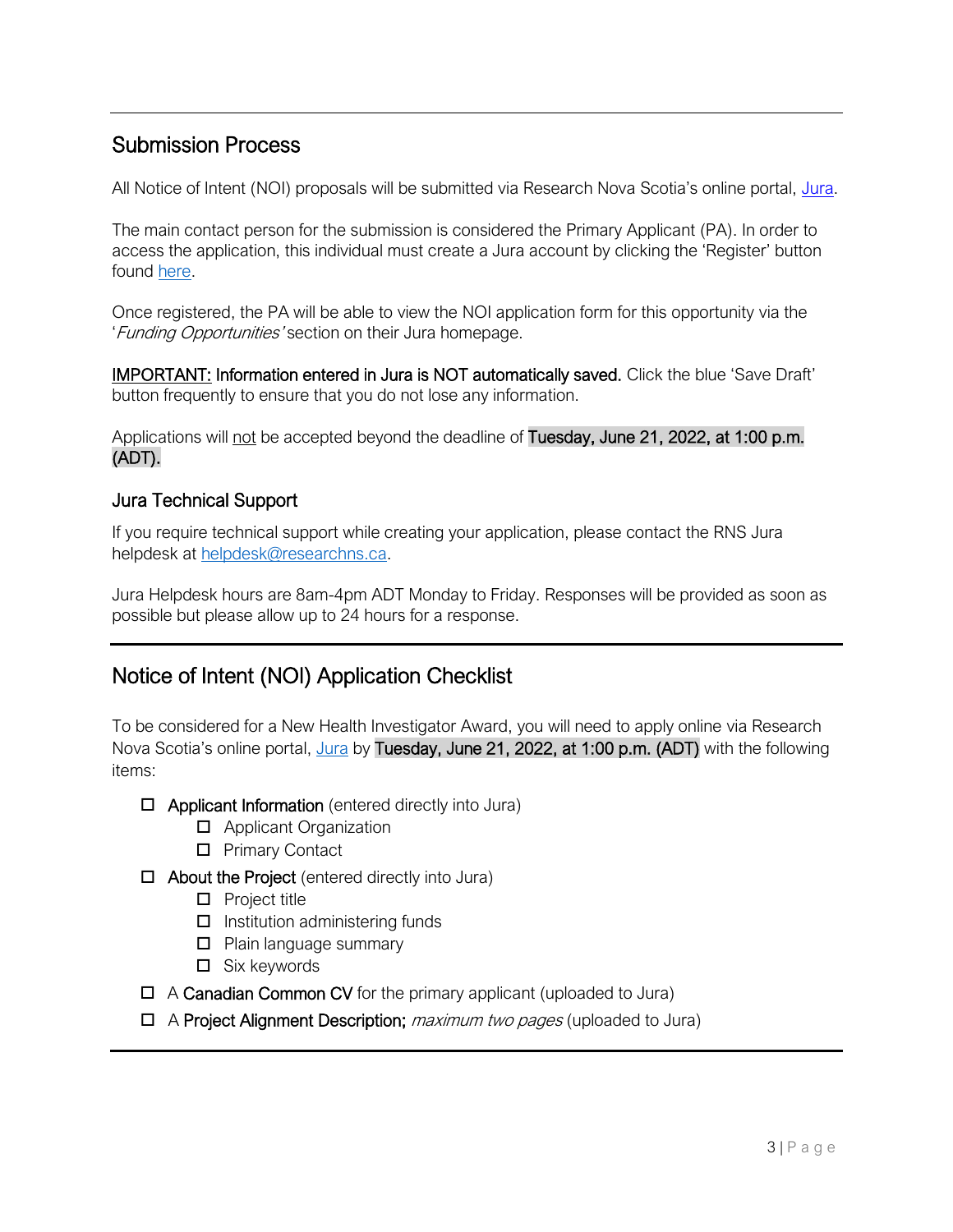## Submission Process

All Notice of Intent (NOI) proposals will be submitted via Research Nova Scotia's online portal, Jura.

The main contact person for the submission is considered the Primary Applicant (PA). In order to access the application, this individual must create a Jura account by clicking the 'Register' button found here.

Once registered, the PA will be able to view the NOI application form for this opportunity via the '*Funding Opportunities*' section on their Jura homepage.

**IMPORTANT: Information entered in Jura is NOT automatically saved.** Click the blue 'Save Draft' button frequently to ensure that you do not lose any information.

Applications will not be accepted beyond the deadline of **Tuesday, June 21, 2022, at 1:00 p.m. (ADT).**

### Jura Technical Support

If you require technical support while creating your application, please contact the RNS Jura helpdesk at helpdesk@researchns.ca.

Jura Helpdesk hours are 8am-4pm ADT Monday to Friday. Responses will be provided as soon as possible but please allow up to 24 hours for a response.

## Notice of Intent (NOI) Application Checklist

To be considered for a New Health Investigator Award, you will need to apply online via Research Nova Scotia's online portal, Jura by **Tuesday, June 21, 2022, at 1:00 p.m. (ADT)** with the following items:

- ☐ **Applicant Information** (entered directly into Jura)
  - ☐ Applicant Organization
  - ☐ Primary Contact
- ☐ **About the Project** (entered directly into Jura)
  - ☐ Project title
  - ☐ Institution administering funds
  - ☐ Plain language summary
  - ☐ Six keywords
- ☐ A **Canadian Common CV** for the primary applicant (uploaded to Jura)
- ☐ A **Project Alignment Description;** *maximum two pages* (uploaded to Jura)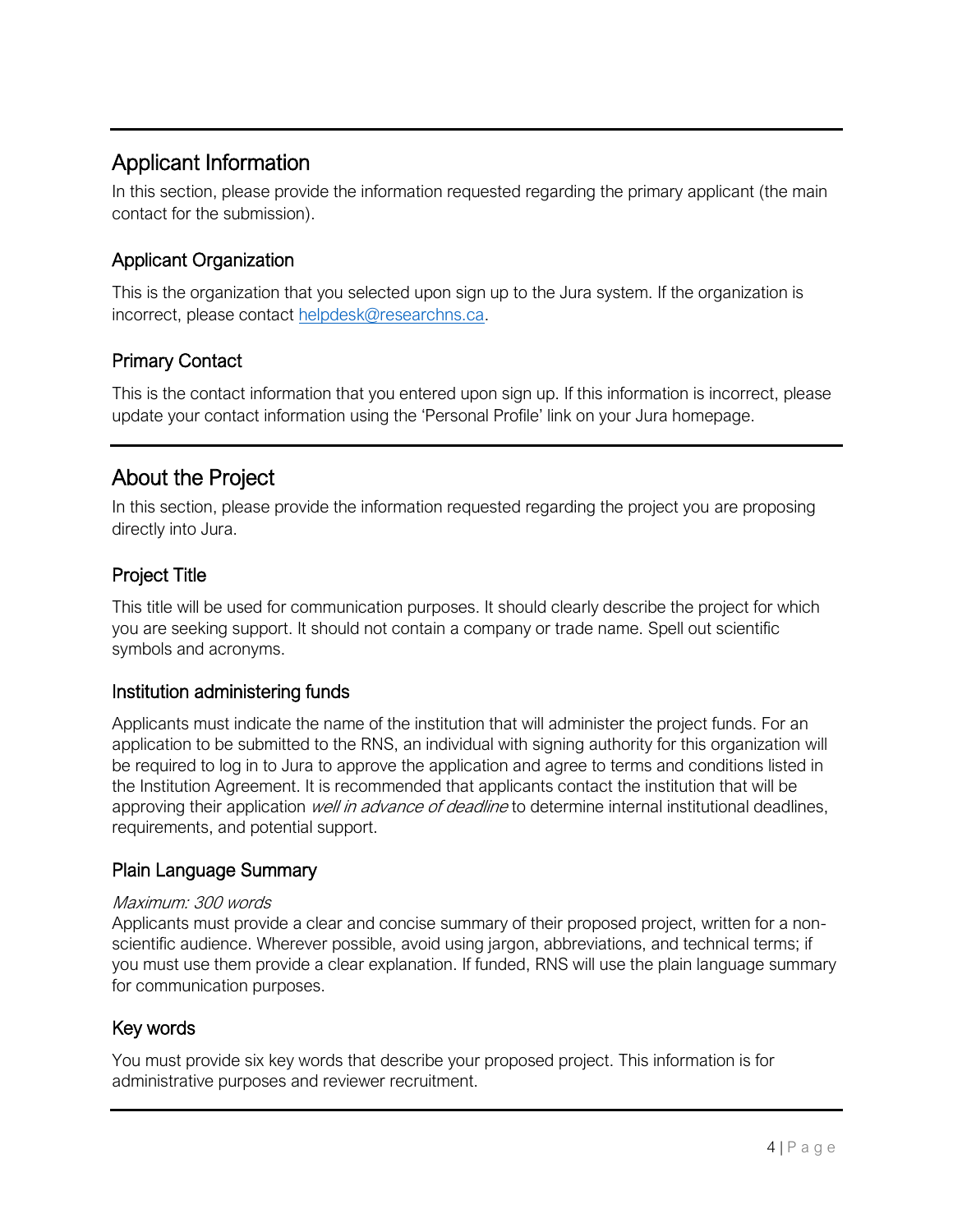## Applicant Information

In this section, please provide the information requested regarding the primary applicant (the main contact for the submission).

### Applicant Organization

This is the organization that you selected upon sign up to the Jura system. If the organization is incorrect, please contact helpdesk@researchns.ca.

### Primary Contact

This is the contact information that you entered upon sign up. If this information is incorrect, please update your contact information using the 'Personal Profile' link on your Jura homepage.

## About the Project

In this section, please provide the information requested regarding the project you are proposing directly into Jura.

### Project Title

This title will be used for communication purposes. It should clearly describe the project for which you are seeking support. It should not contain a company or trade name. Spell out scientific symbols and acronyms.

### Institution administering funds

Applicants must indicate the name of the institution that will administer the project funds. For an application to be submitted to the RNS, an individual with signing authority for this organization will be required to log in to Jura to approve the application and agree to terms and conditions listed in the Institution Agreement. It is recommended that applicants contact the institution that will be approving their application *well in advance of deadline* to determine internal institutional deadlines, requirements, and potential support.

### Plain Language Summary

*Maximum: 300 words*

Applicants must provide a clear and concise summary of their proposed project, written for a non-scientific audience. Wherever possible, avoid using jargon, abbreviations, and technical terms; if you must use them provide a clear explanation. If funded, RNS will use the plain language summary for communication purposes.

### Key words

You must provide six key words that describe your proposed project. This information is for administrative purposes and reviewer recruitment.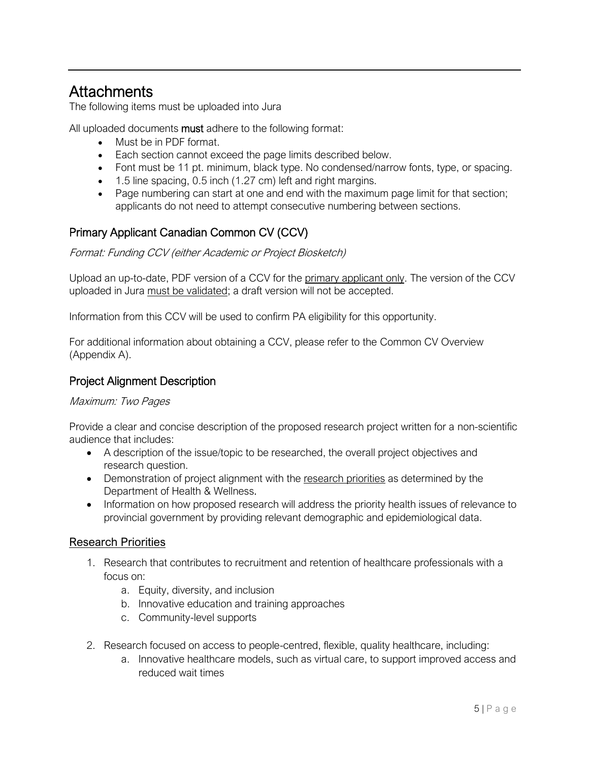# Attachments

The following items must be uploaded into Jura

All uploaded documents **must** adhere to the following format:

- Must be in PDF format.
- Each section cannot exceed the page limits described below.
- Font must be 11 pt. minimum, black type. No condensed/narrow fonts, type, or spacing.
- 1.5 line spacing, 0.5 inch (1.27 cm) left and right margins.
- Page numbering can start at one and end with the maximum page limit for that section; applicants do not need to attempt consecutive numbering between sections.

## Primary Applicant Canadian Common CV (CCV)

*Format: Funding CCV (either Academic or Project Biosketch)*

Upload an up-to-date, PDF version of a CCV for the primary applicant only. The version of the CCV uploaded in Jura must be validated; a draft version will not be accepted.

Information from this CCV will be used to confirm PA eligibility for this opportunity.

For additional information about obtaining a CCV, please refer to the Common CV Overview (Appendix A).

## Project Alignment Description

*Maximum: Two Pages*

Provide a clear and concise description of the proposed research project written for a non-scientific audience that includes:

- A description of the issue/topic to be researched, the overall project objectives and research question.
- Demonstration of project alignment with the research priorities as determined by the Department of Health & Wellness.
- Information on how proposed research will address the priority health issues of relevance to provincial government by providing relevant demographic and epidemiological data.

### Research Priorities

1. Research that contributes to recruitment and retention of healthcare professionals with a focus on:
   a. Equity, diversity, and inclusion
   b. Innovative education and training approaches
   c. Community-level supports

2. Research focused on access to people-centred, flexible, quality healthcare, including:
   a. Innovative healthcare models, such as virtual care, to support improved access and reduced wait times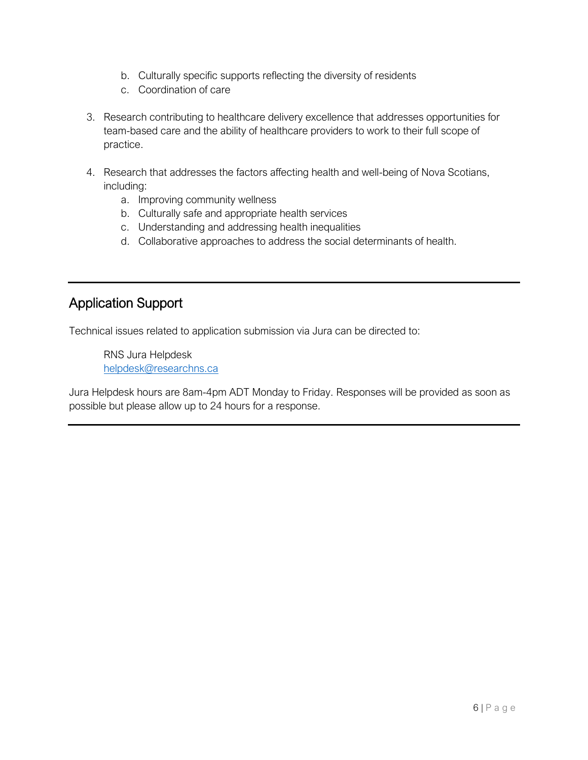b. Culturally specific supports reflecting the diversity of residents
   c. Coordination of care

3. Research contributing to healthcare delivery excellence that addresses opportunities for team-based care and the ability of healthcare providers to work to their full scope of practice.

4. Research that addresses the factors affecting health and well-being of Nova Scotians, including:
   a. Improving community wellness
   b. Culturally safe and appropriate health services
   c. Understanding and addressing health inequalities
   d. Collaborative approaches to address the social determinants of health.

---

## Application Support

Technical issues related to application submission via Jura can be directed to:

> RNS Jura Helpdesk
> helpdesk@researchns.ca

Jura Helpdesk hours are 8am-4pm ADT Monday to Friday. Responses will be provided as soon as possible but please allow up to 24 hours for a response.

---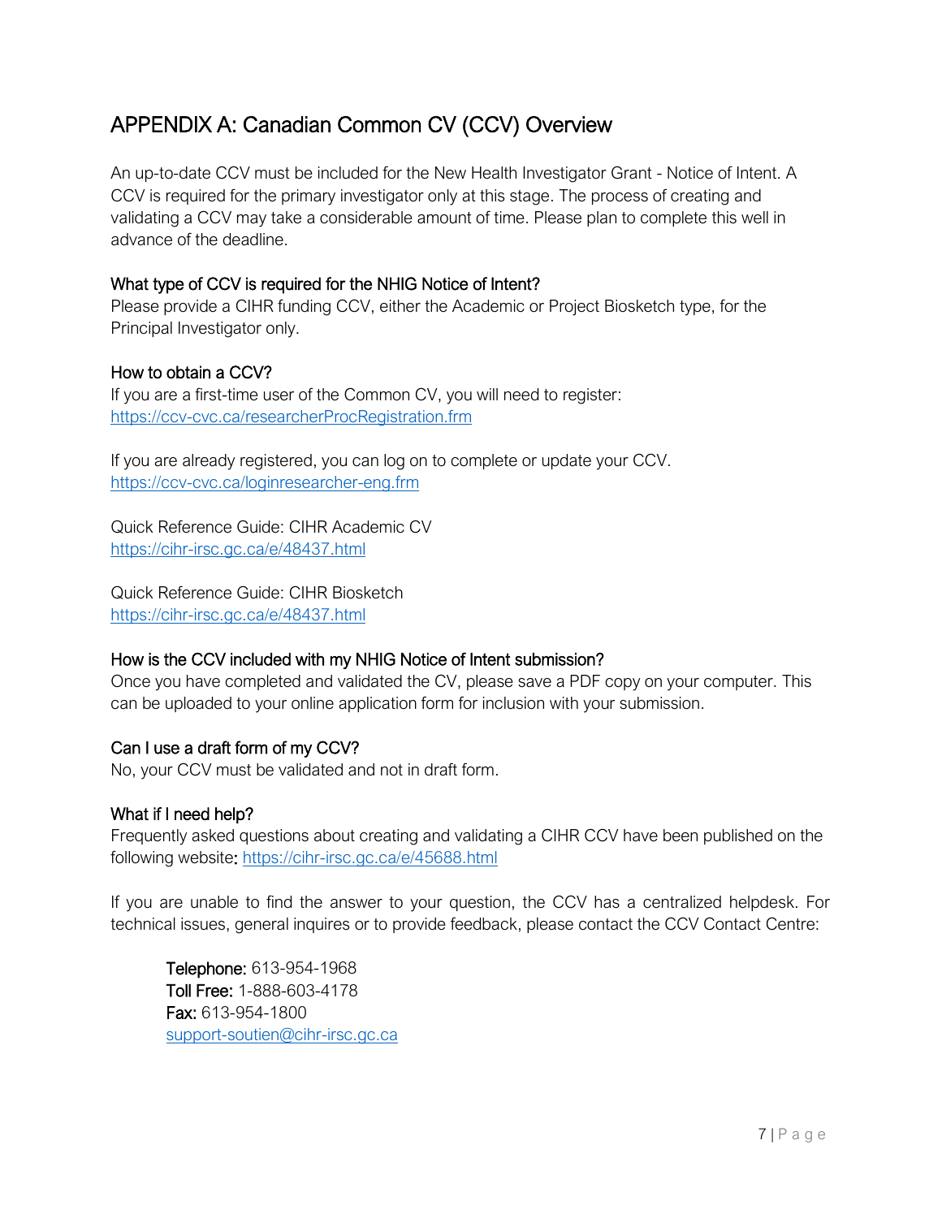# APPENDIX A: Canadian Common CV (CCV) Overview

An up-to-date CCV must be included for the New Health Investigator Grant - Notice of Intent. A CCV is required for the primary investigator only at this stage. The process of creating and validating a CCV may take a considerable amount of time. Please plan to complete this well in advance of the deadline.

### What type of CCV is required for the NHIG Notice of Intent?

Please provide a CIHR funding CCV, either the Academic or Project Biosketch type, for the Principal Investigator only.

### How to obtain a CCV?

If you are a first-time user of the Common CV, you will need to register:
https://ccv-cvc.ca/researcherProcRegistration.frm

If you are already registered, you can log on to complete or update your CCV.
https://ccv-cvc.ca/loginresearcher-eng.frm

Quick Reference Guide: CIHR Academic CV
https://cihr-irsc.gc.ca/e/48437.html

Quick Reference Guide: CIHR Biosketch
https://cihr-irsc.gc.ca/e/48437.html

### How is the CCV included with my NHIG Notice of Intent submission?

Once you have completed and validated the CV, please save a PDF copy on your computer. This can be uploaded to your online application form for inclusion with your submission.

### Can I use a draft form of my CCV?

No, your CCV must be validated and not in draft form.

### What if I need help?

Frequently asked questions about creating and validating a CIHR CCV have been published on the following website: https://cihr-irsc.gc.ca/e/45688.html

If you are unable to find the answer to your question, the CCV has a centralized helpdesk. For technical issues, general inquires or to provide feedback, please contact the CCV Contact Centre:

**Telephone:** 613-954-1968
**Toll Free:** 1-888-603-4178
**Fax:** 613-954-1800
support-soutien@cihr-irsc.gc.ca